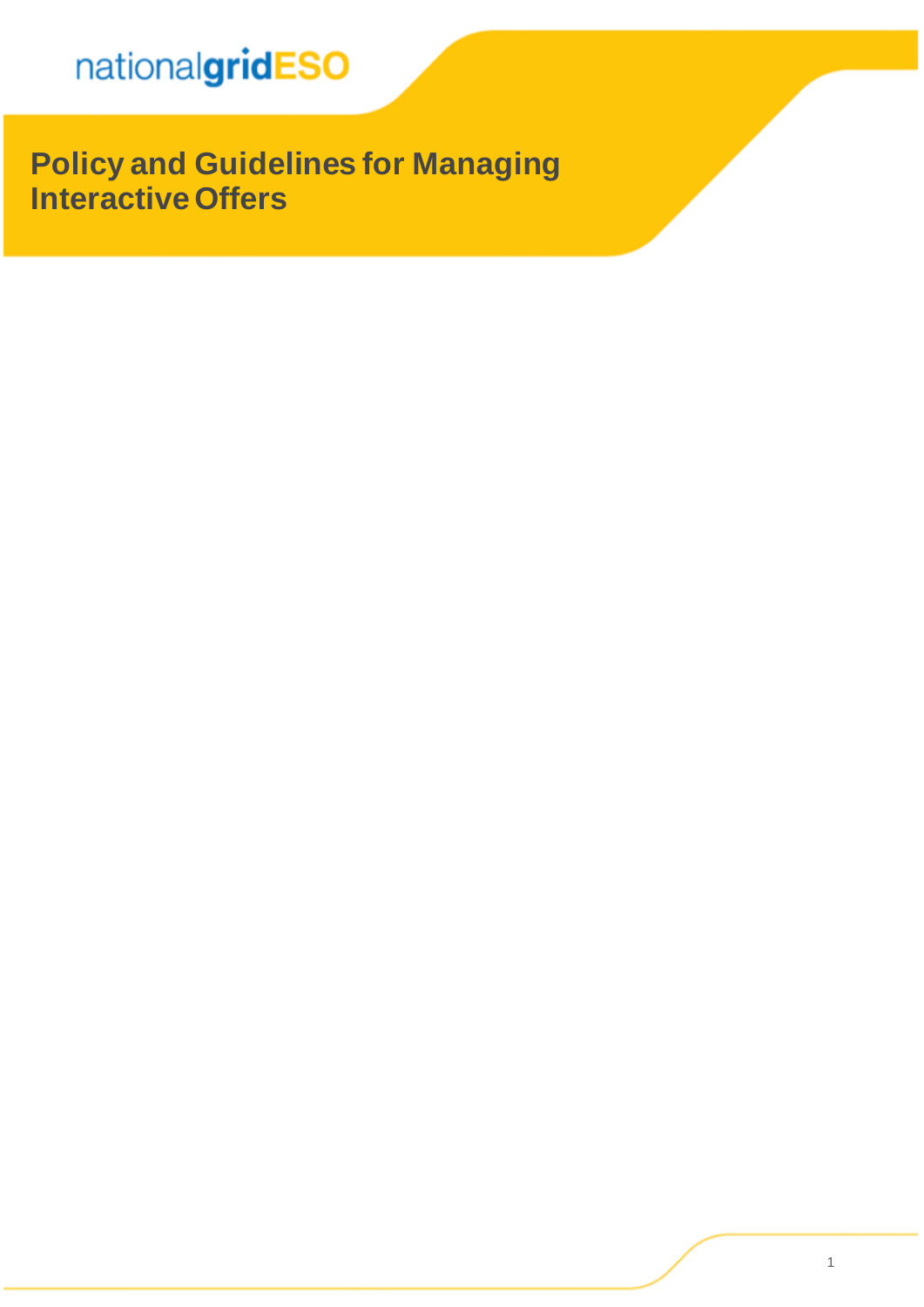nationalgridESO

# Policy and Guidelines for Managing Interactive Offers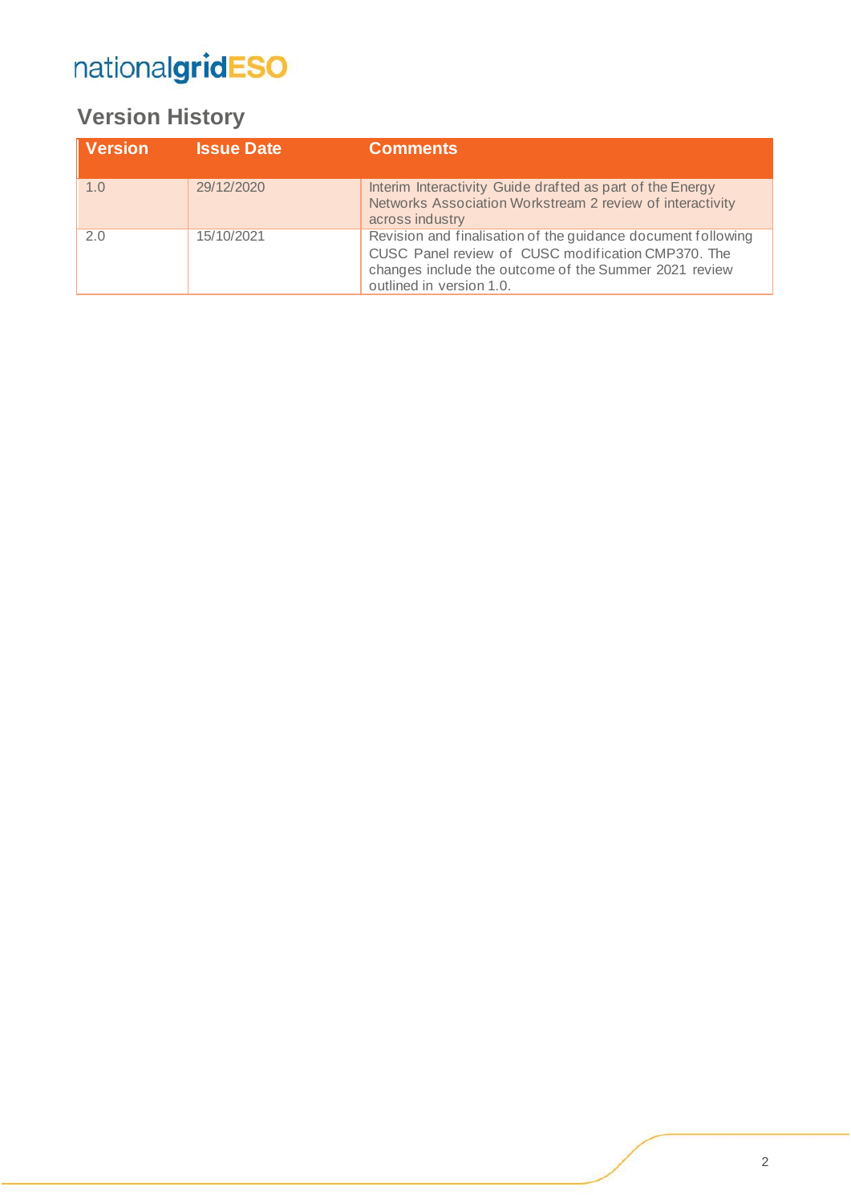## Version History

| Version | Issue Date | Comments |
|---|---|---|
| 1.0 | 29/12/2020 | Interim Interactivity Guide drafted as part of the Energy Networks Association Workstream 2 review of interactivity across industry |
| 2.0 | 15/10/2021 | Revision and finalisation of the guidance document following CUSC Panel review of CUSC modification CMP370. The changes include the outcome of the Summer 2021 review outlined in version 1.0. |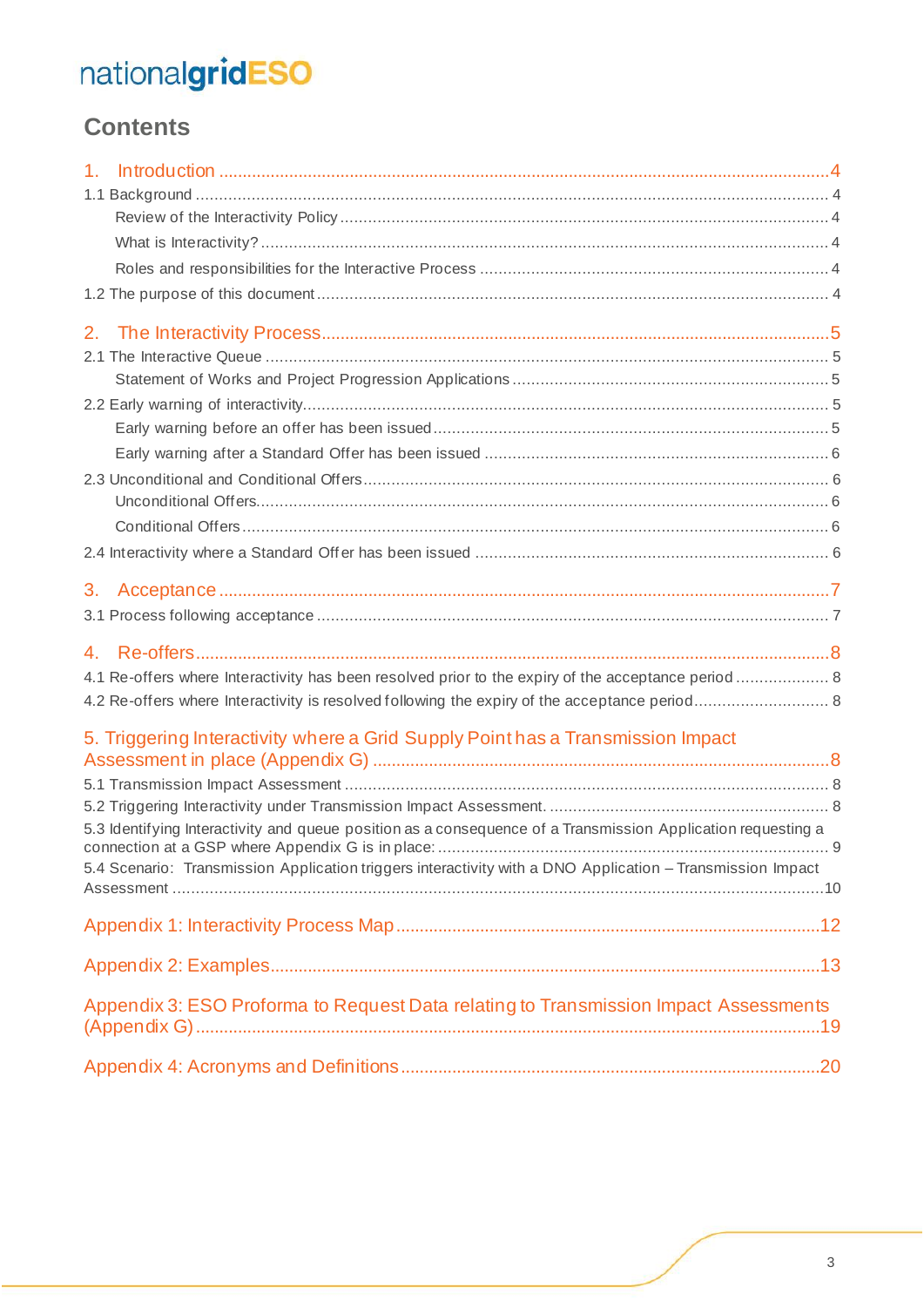# Contents

1. Introduction ....................................................................................................................4

1.1 Background ...................................................................................................................... 4

Review of the Interactivity Policy ........................................................................................ 4

What is Interactivity? ......................................................................................................... 4

Roles and responsibilities for the Interactive Process ........................................................... 4

1.2 The purpose of this document .......................................................................................... 4

2. The Interactivity Process.....................................................................................................5

2.1 The Interactive Queue ...................................................................................................... 5

Statement of Works and Project Progression Applications ................................................... 5

2.2 Early warning of interactivity............................................................................................... 5

Early warning before an offer has been issued ..................................................................... 5

Early warning after a Standard Offer has been issued .......................................................... 6

2.3 Unconditional and Conditional Offers .................................................................................. 6

Unconditional Offers.......................................................................................................... 6

Conditional Offers ............................................................................................................. 6

2.4 Interactivity where a Standard Offer has been issued .......................................................... 6

3. Acceptance .......................................................................................................................7

3.1 Process following acceptance ............................................................................................ 7

4. Re-offers...........................................................................................................................8

4.1 Re-offers where Interactivity has been resolved prior to the expiry of the acceptance period .................... 8

4.2 Re-offers where Interactivity is resolved following the expiry of the acceptance period............................ 8

5. Triggering Interactivity where a Grid Supply Point has a Transmission Impact Assessment in place (Appendix G) ..........................................................................................8

5.1 Transmission Impact Assessment ....................................................................................... 8

5.2 Triggering Interactivity under Transmission Impact Assessment. ............................................ 8

5.3 Identifying Interactivity and queue position as a consequence of a Transmission Application requesting a connection at a GSP where Appendix G is in place: .................................................................................... 9

5.4 Scenario: Transmission Application triggers interactivity with a DNO Application – Transmission Impact Assessment ...........................................................................................................................10

Appendix 1: Interactivity Process Map.........................................................................................12

Appendix 2: Examples...................................................................................................................13

Appendix 3: ESO Proforma to Request Data relating to Transmission Impact Assessments (Appendix G) ...................................................................................................................................19

Appendix 4: Acronyms and Definitions........................................................................................20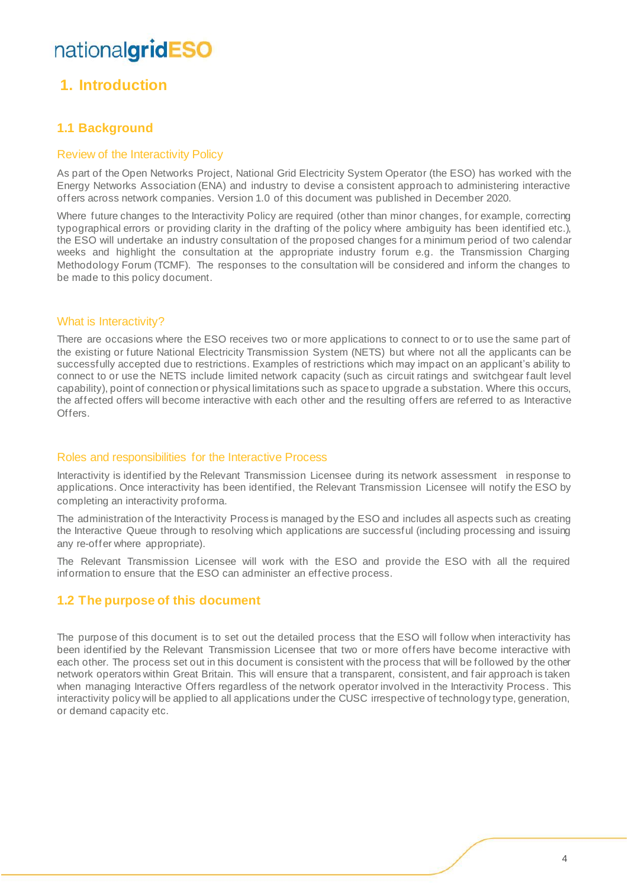# 1. Introduction

## 1.1 Background

### Review of the Interactivity Policy

As part of the Open Networks Project, National Grid Electricity System Operator (the ESO) has worked with the Energy Networks Association (ENA) and industry to devise a consistent approach to administering interactive offers across network companies. Version 1.0 of this document was published in December 2020.

Where future changes to the Interactivity Policy are required (other than minor changes, for example, correcting typographical errors or providing clarity in the drafting of the policy where ambiguity has been identified etc.), the ESO will undertake an industry consultation of the proposed changes for a minimum period of two calendar weeks and highlight the consultation at the appropriate industry forum e.g. the Transmission Charging Methodology Forum (TCMF). The responses to the consultation will be considered and inform the changes to be made to this policy document.

### What is Interactivity?

There are occasions where the ESO receives two or more applications to connect to or to use the same part of the existing or future National Electricity Transmission System (NETS) but where not all the applicants can be successfully accepted due to restrictions. Examples of restrictions which may impact on an applicant's ability to connect to or use the NETS include limited network capacity (such as circuit ratings and switchgear fault level capability), point of connection or physical limitations such as space to upgrade a substation. Where this occurs, the affected offers will become interactive with each other and the resulting offers are referred to as Interactive Offers.

### Roles and responsibilities for the Interactive Process

Interactivity is identified by the Relevant Transmission Licensee during its network assessment in response to applications. Once interactivity has been identified, the Relevant Transmission Licensee will notify the ESO by completing an interactivity proforma.

The administration of the Interactivity Process is managed by the ESO and includes all aspects such as creating the Interactive Queue through to resolving which applications are successful (including processing and issuing any re-offer where appropriate).

The Relevant Transmission Licensee will work with the ESO and provide the ESO with all the required information to ensure that the ESO can administer an effective process.

## 1.2 The purpose of this document

The purpose of this document is to set out the detailed process that the ESO will follow when interactivity has been identified by the Relevant Transmission Licensee that two or more offers have become interactive with each other. The process set out in this document is consistent with the process that will be followed by the other network operators within Great Britain. This will ensure that a transparent, consistent, and fair approach is taken when managing Interactive Offers regardless of the network operator involved in the Interactivity Process. This interactivity policy will be applied to all applications under the CUSC irrespective of technology type, generation, or demand capacity etc.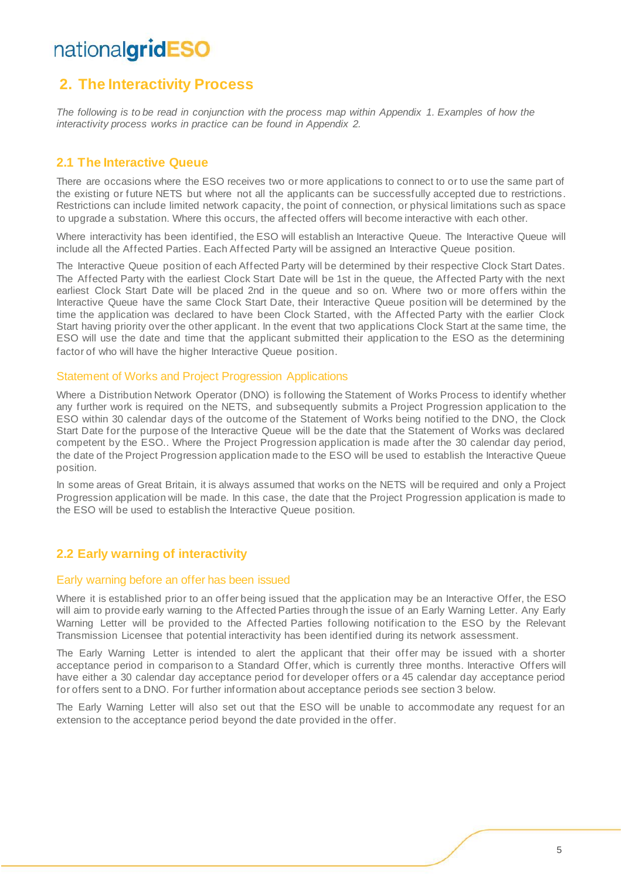## 2. The Interactivity Process

*The following is to be read in conjunction with the process map within Appendix 1. Examples of how the interactivity process works in practice can be found in Appendix 2.*

### 2.1 The Interactive Queue

There are occasions where the ESO receives two or more applications to connect to or to use the same part of the existing or future NETS but where not all the applicants can be successfully accepted due to restrictions. Restrictions can include limited network capacity, the point of connection, or physical limitations such as space to upgrade a substation. Where this occurs, the affected offers will become interactive with each other.

Where interactivity has been identified, the ESO will establish an Interactive Queue. The Interactive Queue will include all the Affected Parties. Each Affected Party will be assigned an Interactive Queue position.

The Interactive Queue position of each Affected Party will be determined by their respective Clock Start Dates. The Affected Party with the earliest Clock Start Date will be 1st in the queue, the Affected Party with the next earliest Clock Start Date will be placed 2nd in the queue and so on. Where two or more offers within the Interactive Queue have the same Clock Start Date, their Interactive Queue position will be determined by the time the application was declared to have been Clock Started, with the Affected Party with the earlier Clock Start having priority over the other applicant. In the event that two applications Clock Start at the same time, the ESO will use the date and time that the applicant submitted their application to the ESO as the determining factor of who will have the higher Interactive Queue position.

#### Statement of Works and Project Progression Applications

Where a Distribution Network Operator (DNO) is following the Statement of Works Process to identify whether any further work is required on the NETS, and subsequently submits a Project Progression application to the ESO within 30 calendar days of the outcome of the Statement of Works being notified to the DNO, the Clock Start Date for the purpose of the Interactive Queue will be the date that the Statement of Works was declared competent by the ESO.. Where the Project Progression application is made after the 30 calendar day period, the date of the Project Progression application made to the ESO will be used to establish the Interactive Queue position.

In some areas of Great Britain, it is always assumed that works on the NETS will be required and only a Project Progression application will be made. In this case, the date that the Project Progression application is made to the ESO will be used to establish the Interactive Queue position.

### 2.2 Early warning of interactivity

#### Early warning before an offer has been issued

Where it is established prior to an offer being issued that the application may be an Interactive Offer, the ESO will aim to provide early warning to the Affected Parties through the issue of an Early Warning Letter. Any Early Warning Letter will be provided to the Affected Parties following notification to the ESO by the Relevant Transmission Licensee that potential interactivity has been identified during its network assessment.

The Early Warning Letter is intended to alert the applicant that their offer may be issued with a shorter acceptance period in comparison to a Standard Offer, which is currently three months. Interactive Offers will have either a 30 calendar day acceptance period for developer offers or a 45 calendar day acceptance period for offers sent to a DNO. For further information about acceptance periods see section 3 below.

The Early Warning Letter will also set out that the ESO will be unable to accommodate any request for an extension to the acceptance period beyond the date provided in the offer.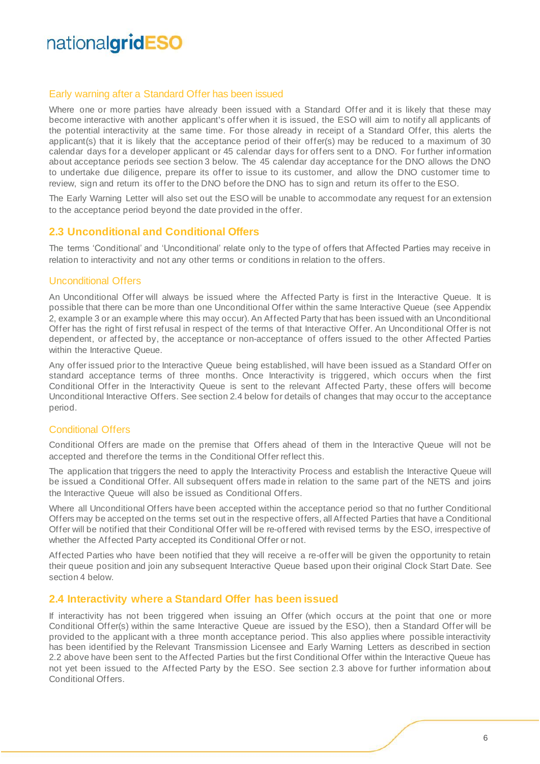### Early warning after a Standard Offer has been issued

Where one or more parties have already been issued with a Standard Offer and it is likely that these may become interactive with another applicant's offer when it is issued, the ESO will aim to notify all applicants of the potential interactivity at the same time. For those already in receipt of a Standard Offer, this alerts the applicant(s) that it is likely that the acceptance period of their offer(s) may be reduced to a maximum of 30 calendar days for a developer applicant or 45 calendar days for offers sent to a DNO. For further information about acceptance periods see section 3 below. The 45 calendar day acceptance for the DNO allows the DNO to undertake due diligence, prepare its offer to issue to its customer, and allow the DNO customer time to review, sign and return its offer to the DNO before the DNO has to sign and return its offer to the ESO.

The Early Warning Letter will also set out the ESO will be unable to accommodate any request for an extension to the acceptance period beyond the date provided in the offer.

## 2.3 Unconditional and Conditional Offers

The terms 'Conditional' and 'Unconditional' relate only to the type of offers that Affected Parties may receive in relation to interactivity and not any other terms or conditions in relation to the offers.

### Unconditional Offers

An Unconditional Offer will always be issued where the Affected Party is first in the Interactive Queue. It is possible that there can be more than one Unconditional Offer within the same Interactive Queue (see Appendix 2, example 3 or an example where this may occur). An Affected Party that has been issued with an Unconditional Offer has the right of first refusal in respect of the terms of that Interactive Offer. An Unconditional Offer is not dependent, or affected by, the acceptance or non-acceptance of offers issued to the other Affected Parties within the Interactive Queue.

Any offer issued prior to the Interactive Queue being established, will have been issued as a Standard Offer on standard acceptance terms of three months. Once Interactivity is triggered, which occurs when the first Conditional Offer in the Interactivity Queue is sent to the relevant Affected Party, these offers will become Unconditional Interactive Offers. See section 2.4 below for details of changes that may occur to the acceptance period.

### Conditional Offers

Conditional Offers are made on the premise that Offers ahead of them in the Interactive Queue will not be accepted and therefore the terms in the Conditional Offer reflect this.

The application that triggers the need to apply the Interactivity Process and establish the Interactive Queue will be issued a Conditional Offer. All subsequent offers made in relation to the same part of the NETS and joins the Interactive Queue will also be issued as Conditional Offers.

Where all Unconditional Offers have been accepted within the acceptance period so that no further Conditional Offers may be accepted on the terms set out in the respective offers, all Affected Parties that have a Conditional Offer will be notified that their Conditional Offer will be re-offered with revised terms by the ESO, irrespective of whether the Affected Party accepted its Conditional Offer or not.

Affected Parties who have been notified that they will receive a re-offer will be given the opportunity to retain their queue position and join any subsequent Interactive Queue based upon their original Clock Start Date. See section 4 below.

## 2.4 Interactivity where a Standard Offer has been issued

If interactivity has not been triggered when issuing an Offer (which occurs at the point that one or more Conditional Offer(s) within the same Interactive Queue are issued by the ESO), then a Standard Offer will be provided to the applicant with a three month acceptance period. This also applies where possible interactivity has been identified by the Relevant Transmission Licensee and Early Warning Letters as described in section 2.2 above have been sent to the Affected Parties but the first Conditional Offer within the Interactive Queue has not yet been issued to the Affected Party by the ESO. See section 2.3 above for further information about Conditional Offers.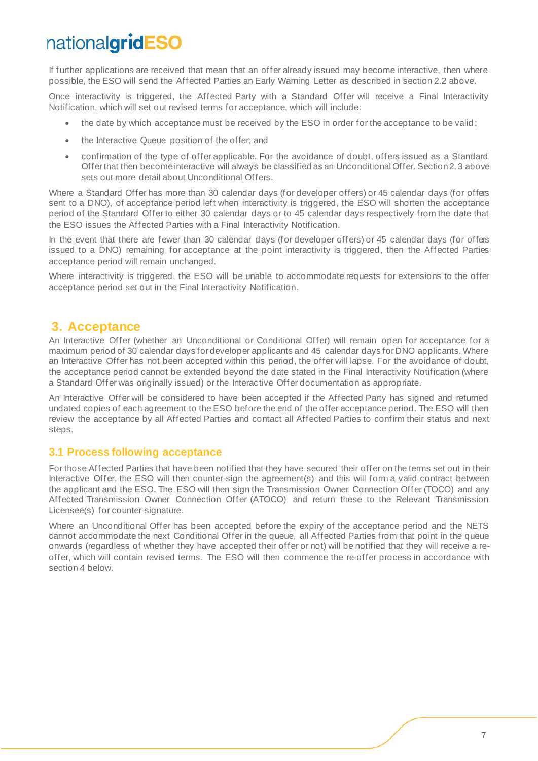If further applications are received that mean that an offer already issued may become interactive, then where possible, the ESO will send the Affected Parties an Early Warning Letter as described in section 2.2 above.

Once interactivity is triggered, the Affected Party with a Standard Offer will receive a Final Interactivity Notification, which will set out revised terms for acceptance, which will include:

- the date by which acceptance must be received by the ESO in order for the acceptance to be valid;
- the Interactive Queue position of the offer; and
- confirmation of the type of offer applicable. For the avoidance of doubt, offers issued as a Standard Offer that then become interactive will always be classified as an Unconditional Offer. Section 2.3 above sets out more detail about Unconditional Offers.

Where a Standard Offer has more than 30 calendar days (for developer offers) or 45 calendar days (for offers sent to a DNO), of acceptance period left when interactivity is triggered, the ESO will shorten the acceptance period of the Standard Offer to either 30 calendar days or to 45 calendar days respectively from the date that the ESO issues the Affected Parties with a Final Interactivity Notification.

In the event that there are fewer than 30 calendar days (for developer offers) or 45 calendar days (for offers issued to a DNO) remaining for acceptance at the point interactivity is triggered, then the Affected Parties acceptance period will remain unchanged.

Where interactivity is triggered, the ESO will be unable to accommodate requests for extensions to the offer acceptance period set out in the Final Interactivity Notification.

# 3. Acceptance

An Interactive Offer (whether an Unconditional or Conditional Offer) will remain open for acceptance for a maximum period of 30 calendar days for developer applicants and 45 calendar days for DNO applicants. Where an Interactive Offer has not been accepted within this period, the offer will lapse. For the avoidance of doubt, the acceptance period cannot be extended beyond the date stated in the Final Interactivity Notification (where a Standard Offer was originally issued) or the Interactive Offer documentation as appropriate.

An Interactive Offer will be considered to have been accepted if the Affected Party has signed and returned undated copies of each agreement to the ESO before the end of the offer acceptance period. The ESO will then review the acceptance by all Affected Parties and contact all Affected Parties to confirm their status and next steps.

## 3.1 Process following acceptance

For those Affected Parties that have been notified that they have secured their offer on the terms set out in their Interactive Offer, the ESO will then counter-sign the agreement(s) and this will form a valid contract between the applicant and the ESO. The ESO will then sign the Transmission Owner Connection Offer (TOCO) and any Affected Transmission Owner Connection Offer (ATOCO) and return these to the Relevant Transmission Licensee(s) for counter-signature.

Where an Unconditional Offer has been accepted before the expiry of the acceptance period and the NETS cannot accommodate the next Conditional Offer in the queue, all Affected Parties from that point in the queue onwards (regardless of whether they have accepted their offer or not) will be notified that they will receive a re-offer, which will contain revised terms. The ESO will then commence the re-offer process in accordance with section 4 below.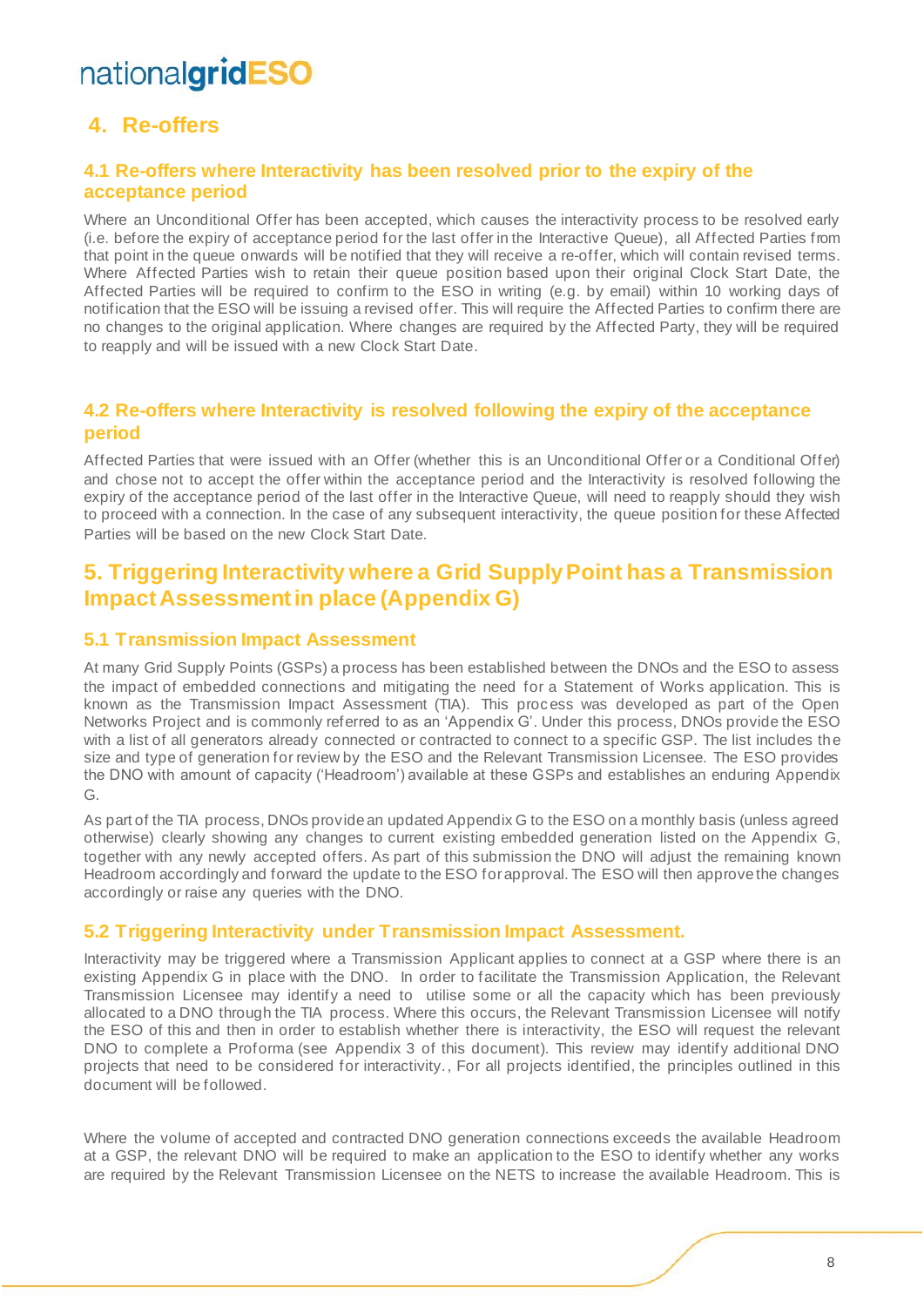## 4. Re-offers

### 4.1 Re-offers where Interactivity has been resolved prior to the expiry of the acceptance period

Where an Unconditional Offer has been accepted, which causes the interactivity process to be resolved early (i.e. before the expiry of acceptance period for the last offer in the Interactive Queue), all Affected Parties from that point in the queue onwards will be notified that they will receive a re-offer, which will contain revised terms. Where Affected Parties wish to retain their queue position based upon their original Clock Start Date, the Affected Parties will be required to confirm to the ESO in writing (e.g. by email) within 10 working days of notification that the ESO will be issuing a revised offer. This will require the Affected Parties to confirm there are no changes to the original application. Where changes are required by the Affected Party, they will be required to reapply and will be issued with a new Clock Start Date.

### 4.2 Re-offers where Interactivity is resolved following the expiry of the acceptance period

Affected Parties that were issued with an Offer (whether this is an Unconditional Offer or a Conditional Offer) and chose not to accept the offer within the acceptance period and the Interactivity is resolved following the expiry of the acceptance period of the last offer in the Interactive Queue, will need to reapply should they wish to proceed with a connection. In the case of any subsequent interactivity, the queue position for these Affected Parties will be based on the new Clock Start Date.

## 5. Triggering Interactivity where a Grid Supply Point has a Transmission Impact Assessment in place (Appendix G)

### 5.1 Transmission Impact Assessment

At many Grid Supply Points (GSPs) a process has been established between the DNOs and the ESO to assess the impact of embedded connections and mitigating the need for a Statement of Works application. This is known as the Transmission Impact Assessment (TIA). This process was developed as part of the Open Networks Project and is commonly referred to as an 'Appendix G'. Under this process, DNOs provide the ESO with a list of all generators already connected or contracted to connect to a specific GSP. The list includes the size and type of generation for review by the ESO and the Relevant Transmission Licensee. The ESO provides the DNO with amount of capacity ('Headroom') available at these GSPs and establishes an enduring Appendix G.

As part of the TIA process, DNOs provide an updated Appendix G to the ESO on a monthly basis (unless agreed otherwise) clearly showing any changes to current existing embedded generation listed on the Appendix G, together with any newly accepted offers. As part of this submission the DNO will adjust the remaining known Headroom accordingly and forward the update to the ESO for approval. The ESO will then approve the changes accordingly or raise any queries with the DNO.

### 5.2 Triggering Interactivity under Transmission Impact Assessment.

Interactivity may be triggered where a Transmission Applicant applies to connect at a GSP where there is an existing Appendix G in place with the DNO. In order to facilitate the Transmission Application, the Relevant Transmission Licensee may identify a need to utilise some or all the capacity which has been previously allocated to a DNO through the TIA process. Where this occurs, the Relevant Transmission Licensee will notify the ESO of this and then in order to establish whether there is interactivity, the ESO will request the relevant DNO to complete a Proforma (see Appendix 3 of this document). This review may identify additional DNO projects that need to be considered for interactivity., For all projects identified, the principles outlined in this document will be followed.

Where the volume of accepted and contracted DNO generation connections exceeds the available Headroom at a GSP, the relevant DNO will be required to make an application to the ESO to identify whether any works are required by the Relevant Transmission Licensee on the NETS to increase the available Headroom. This is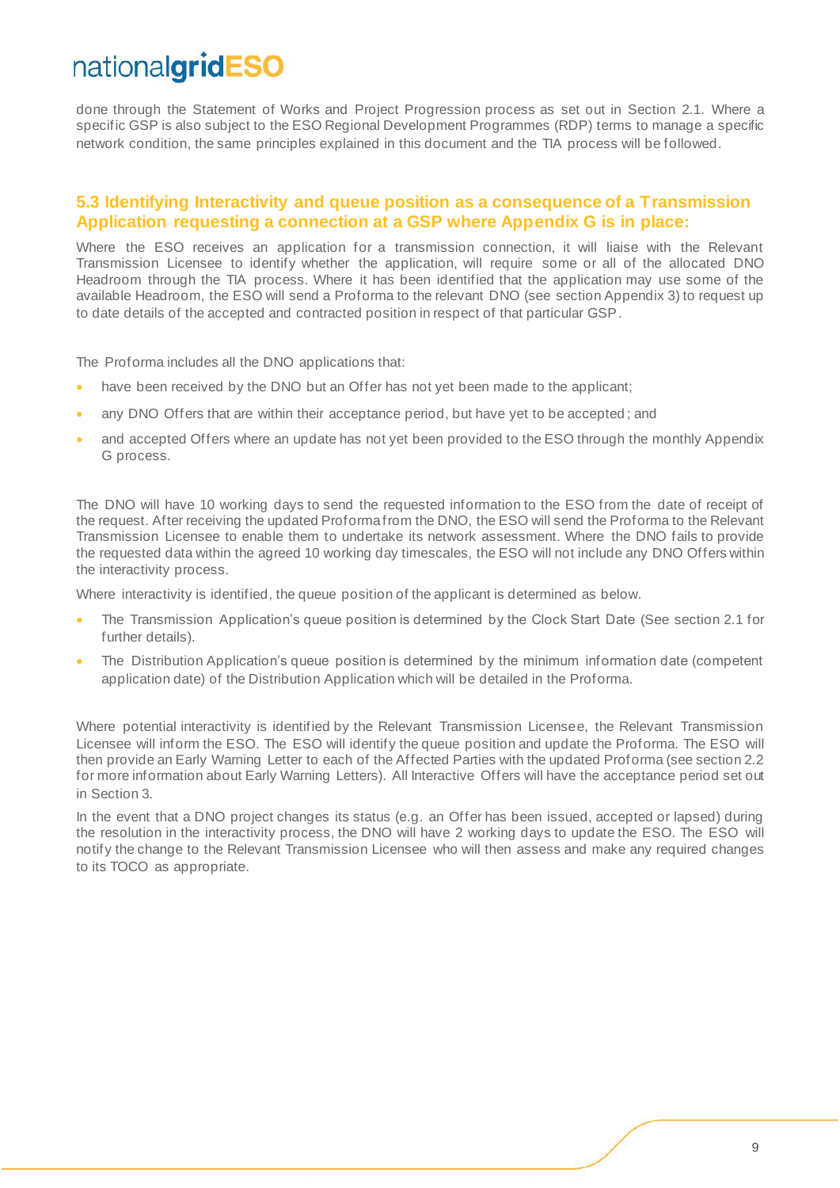done through the Statement of Works and Project Progression process as set out in Section 2.1. Where a specific GSP is also subject to the ESO Regional Development Programmes (RDP) terms to manage a specific network condition, the same principles explained in this document and the TIA process will be followed.

## 5.3 Identifying Interactivity and queue position as a consequence of a Transmission Application requesting a connection at a GSP where Appendix G is in place:

Where the ESO receives an application for a transmission connection, it will liaise with the Relevant Transmission Licensee to identify whether the application, will require some or all of the allocated DNO Headroom through the TIA process. Where it has been identified that the application may use some of the available Headroom, the ESO will send a Proforma to the relevant DNO (see section Appendix 3) to request up to date details of the accepted and contracted position in respect of that particular GSP.

The Proforma includes all the DNO applications that:

- have been received by the DNO but an Offer has not yet been made to the applicant;
- any DNO Offers that are within their acceptance period, but have yet to be accepted; and
- and accepted Offers where an update has not yet been provided to the ESO through the monthly Appendix G process.

The DNO will have 10 working days to send the requested information to the ESO from the date of receipt of the request. After receiving the updated Proforma from the DNO, the ESO will send the Proforma to the Relevant Transmission Licensee to enable them to undertake its network assessment. Where the DNO fails to provide the requested data within the agreed 10 working day timescales, the ESO will not include any DNO Offers within the interactivity process.

Where interactivity is identified, the queue position of the applicant is determined as below.

- The Transmission Application's queue position is determined by the Clock Start Date (See section 2.1 for further details).
- The Distribution Application's queue position is determined by the minimum information date (competent application date) of the Distribution Application which will be detailed in the Proforma.

Where potential interactivity is identified by the Relevant Transmission Licensee, the Relevant Transmission Licensee will inform the ESO. The ESO will identify the queue position and update the Proforma. The ESO will then provide an Early Warning Letter to each of the Affected Parties with the updated Proforma (see section 2.2 for more information about Early Warning Letters). All Interactive Offers will have the acceptance period set out in Section 3.

In the event that a DNO project changes its status (e.g. an Offer has been issued, accepted or lapsed) during the resolution in the interactivity process, the DNO will have 2 working days to update the ESO. The ESO will notify the change to the Relevant Transmission Licensee who will then assess and make any required changes to its TOCO as appropriate.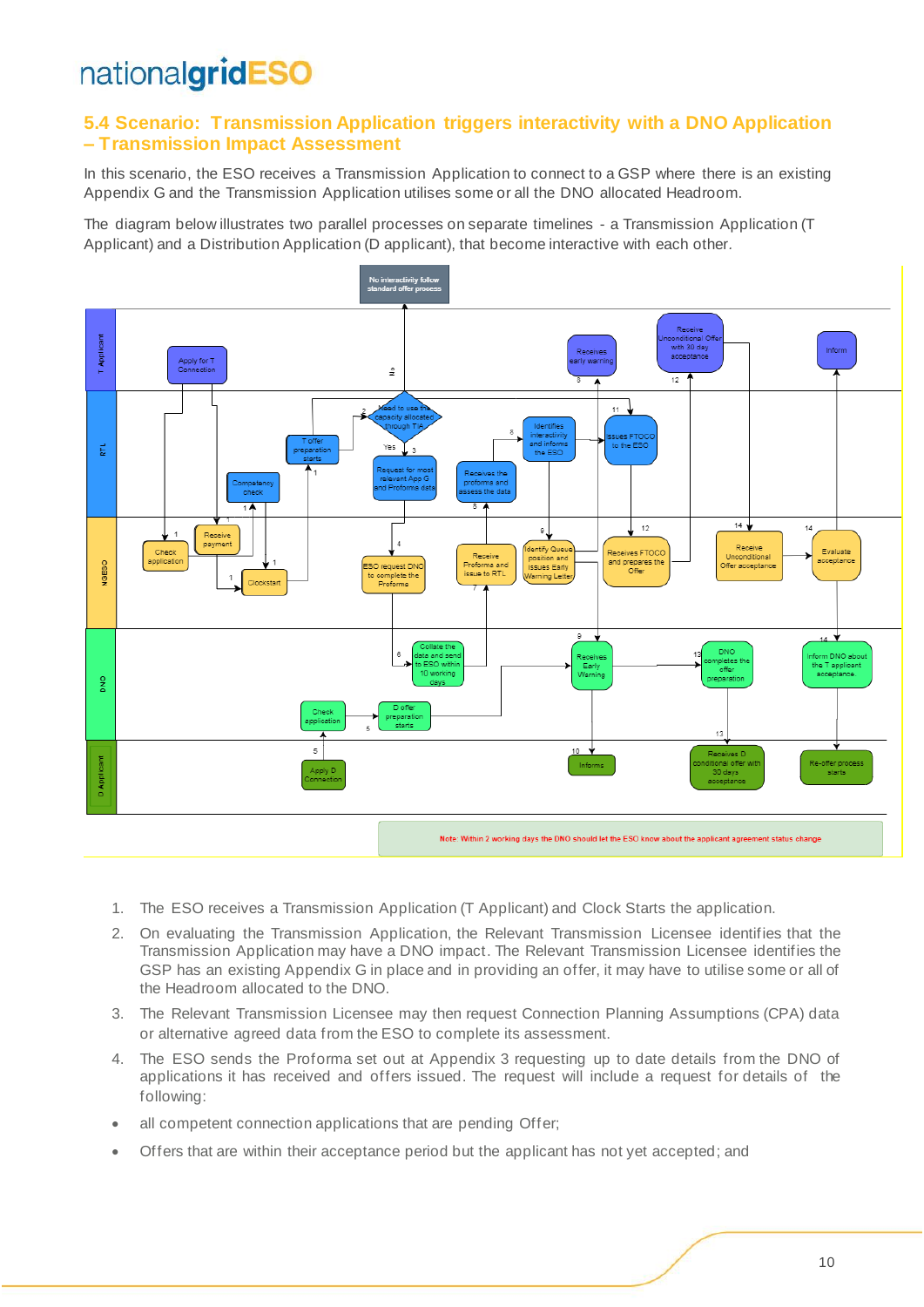## 5.4 Scenario: Transmission Application triggers interactivity with a DNO Application – Transmission Impact Assessment

In this scenario, the ESO receives a Transmission Application to connect to a GSP where there is an existing Appendix G and the Transmission Application utilises some or all the DNO allocated Headroom.

The diagram below illustrates two parallel processes on separate timelines - a Transmission Application (T Applicant) and a Distribution Application (D applicant), that become interactive with each other.

Note: Within 2 working days the DNO should let the ESO know about the applicant agreement status change

1. The ESO receives a Transmission Application (T Applicant) and Clock Starts the application.
2. On evaluating the Transmission Application, the Relevant Transmission Licensee identifies that the Transmission Application may have a DNO impact. The Relevant Transmission Licensee identifies the GSP has an existing Appendix G in place and in providing an offer, it may have to utilise some or all of the Headroom allocated to the DNO.
3. The Relevant Transmission Licensee may then request Connection Planning Assumptions (CPA) data or alternative agreed data from the ESO to complete its assessment.
4. The ESO sends the Proforma set out at Appendix 3 requesting up to date details from the DNO of applications it has received and offers issued. The request will include a request for details of the following:

- all competent connection applications that are pending Offer;
- Offers that are within their acceptance period but the applicant has not yet accepted; and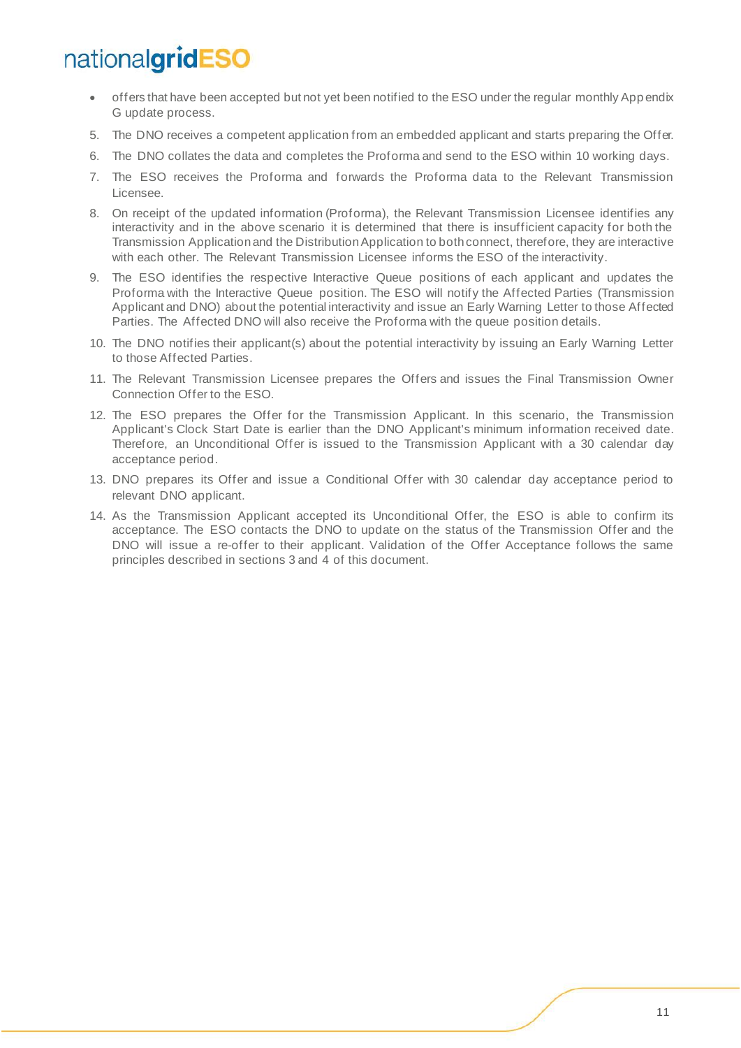- offers that have been accepted but not yet been notified to the ESO under the regular monthly Appendix G update process.

5. The DNO receives a competent application from an embedded applicant and starts preparing the Offer.
6. The DNO collates the data and completes the Proforma and send to the ESO within 10 working days.
7. The ESO receives the Proforma and forwards the Proforma data to the Relevant Transmission Licensee.
8. On receipt of the updated information (Proforma), the Relevant Transmission Licensee identifies any interactivity and in the above scenario it is determined that there is insufficient capacity for both the Transmission Application and the Distribution Application to both connect, therefore, they are interactive with each other. The Relevant Transmission Licensee informs the ESO of the interactivity.
9. The ESO identifies the respective Interactive Queue positions of each applicant and updates the Proforma with the Interactive Queue position. The ESO will notify the Affected Parties (Transmission Applicant and DNO) about the potential interactivity and issue an Early Warning Letter to those Affected Parties. The Affected DNO will also receive the Proforma with the queue position details.
10. The DNO notifies their applicant(s) about the potential interactivity by issuing an Early Warning Letter to those Affected Parties.
11. The Relevant Transmission Licensee prepares the Offers and issues the Final Transmission Owner Connection Offer to the ESO.
12. The ESO prepares the Offer for the Transmission Applicant. In this scenario, the Transmission Applicant's Clock Start Date is earlier than the DNO Applicant's minimum information received date. Therefore, an Unconditional Offer is issued to the Transmission Applicant with a 30 calendar day acceptance period.
13. DNO prepares its Offer and issue a Conditional Offer with 30 calendar day acceptance period to relevant DNO applicant.
14. As the Transmission Applicant accepted its Unconditional Offer, the ESO is able to confirm its acceptance. The ESO contacts the DNO to update on the status of the Transmission Offer and the DNO will issue a re-offer to their applicant. Validation of the Offer Acceptance follows the same principles described in sections 3 and 4 of this document.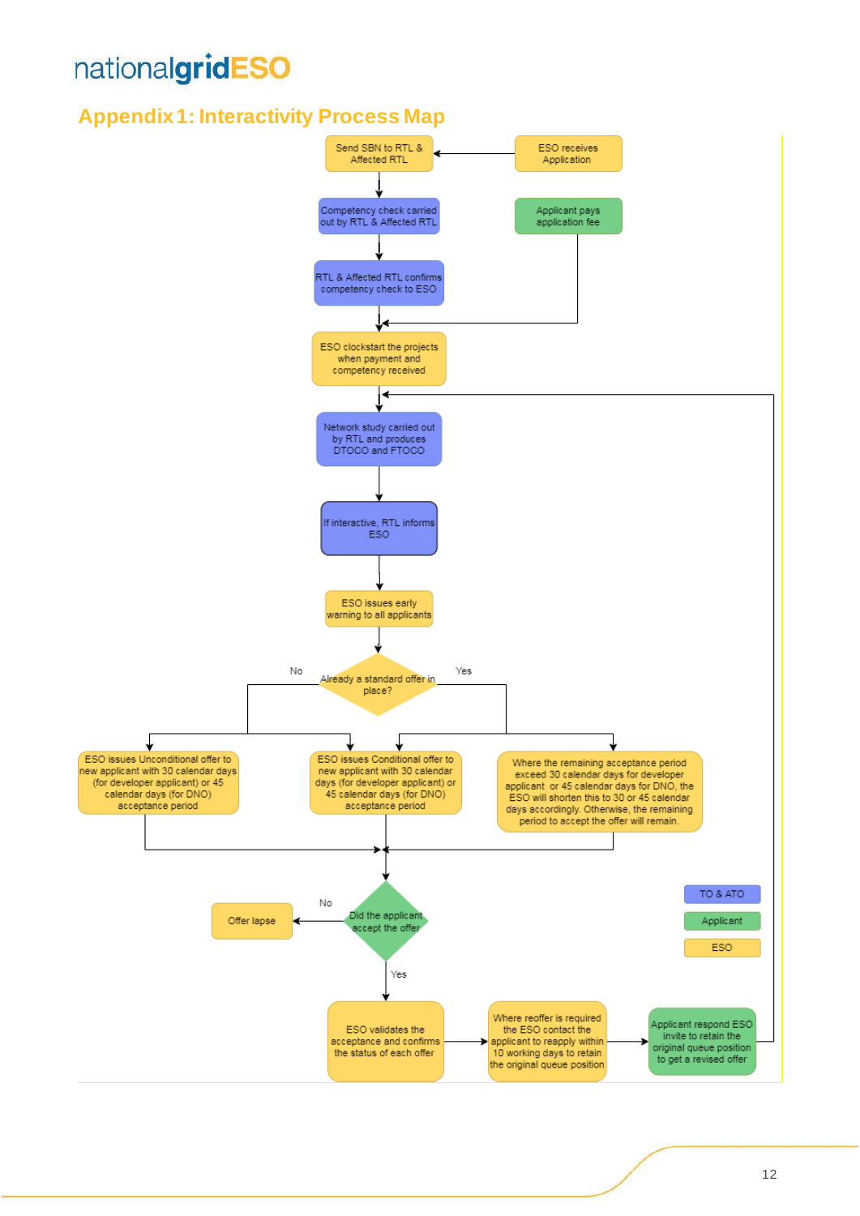# Appendix 1: Interactivity Process Map

ESO receives Application

Send SBN to RTL & Affected RTL

Competency check carried out by RTL & Affected RTL

Applicant pays application fee

RTL & Affected RTL confirms competency check to ESO

ESO clockstart the projects when payment and competency received

Network study carried out by RTL and produces DTOCO and FTOCO

If interactive, RTL informs ESO

ESO issues early warning to all applicants

Already a standard offer in place?

No

Yes

ESO issues Unconditional offer to new applicant with 30 calendar days (for developer applicant) or 45 calendar days (for DNO) acceptance period

ESO issues Conditional offer to new applicant with 30 calendar days (for developer applicant) or 45 calendar days (for DNO) acceptance period

Where the remaining acceptance period exceed 30 calendar days for developer applicant or 45 calendar days for DNO, the ESO will shorten this to 30 or 45 calendar days accordingly. Otherwise, the remaining period to accept the offer will remain.

Did the applicant accept the offer

No

Offer lapse

Yes

ESO validates the acceptance and confirms the status of each offer

Where reoffer is required the ESO contact the applicant to reapply within 10 working days to retain the original queue position

Applicant respond ESO invite to retain the original queue position to get a revised offer

TO & ATO

Applicant

ESO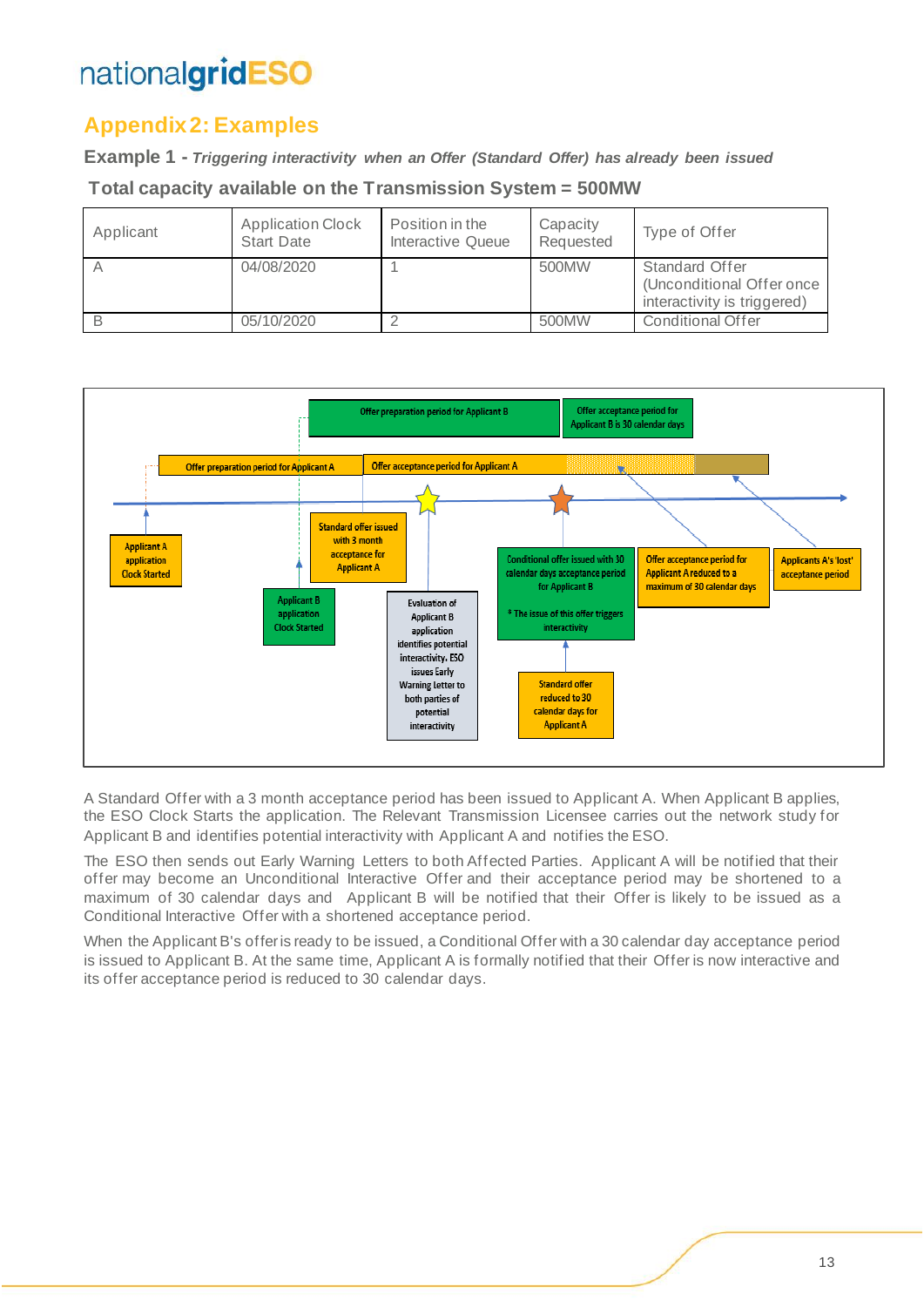## Appendix 2: Examples

**Example 1 -** ***Triggering interactivity when an Offer (Standard Offer) has already been issued***

**Total capacity available on the Transmission System = 500MW**

| Applicant | Application Clock Start Date | Position in the Interactive Queue | Capacity Requested | Type of Offer |
|---|---|---|---|---|
| A | 04/08/2020 | 1 | 500MW | Standard Offer (Unconditional Offer once interactivity is triggered) |
| B | 05/10/2020 | 2 | 500MW | Conditional Offer |

Offer preparation period for Applicant B

Offer acceptance period for Applicant B is 30 calendar days

Offer preparation period for Applicant A

Offer acceptance period for Applicant A

Applicant A application Clock Started

Standard offer issued with 3 month acceptance for Applicant A

Applicant B application Clock Started

Evaluation of Applicant B application identifies potential interactivity. ESO issues Early Warning letter to both parties of potential interactivity

Conditional offer issued with 30 calendar days acceptance period for Applicant B

* The issue of this offer triggers interactivity

Standard offer reduced to 30 calendar days for Applicant A

Offer acceptance period for Applicant A reduced to a maximum of 30 calendar days

Applicants A's 'lost' acceptance period

A Standard Offer with a 3 month acceptance period has been issued to Applicant A. When Applicant B applies, the ESO Clock Starts the application. The Relevant Transmission Licensee carries out the network study for Applicant B and identifies potential interactivity with Applicant A and notifies the ESO.

The ESO then sends out Early Warning Letters to both Affected Parties. Applicant A will be notified that their offer may become an Unconditional Interactive Offer and their acceptance period may be shortened to a maximum of 30 calendar days and Applicant B will be notified that their Offer is likely to be issued as a Conditional Interactive Offer with a shortened acceptance period.

When the Applicant B's offer is ready to be issued, a Conditional Offer with a 30 calendar day acceptance period is issued to Applicant B. At the same time, Applicant A is formally notified that their Offer is now interactive and its offer acceptance period is reduced to 30 calendar days.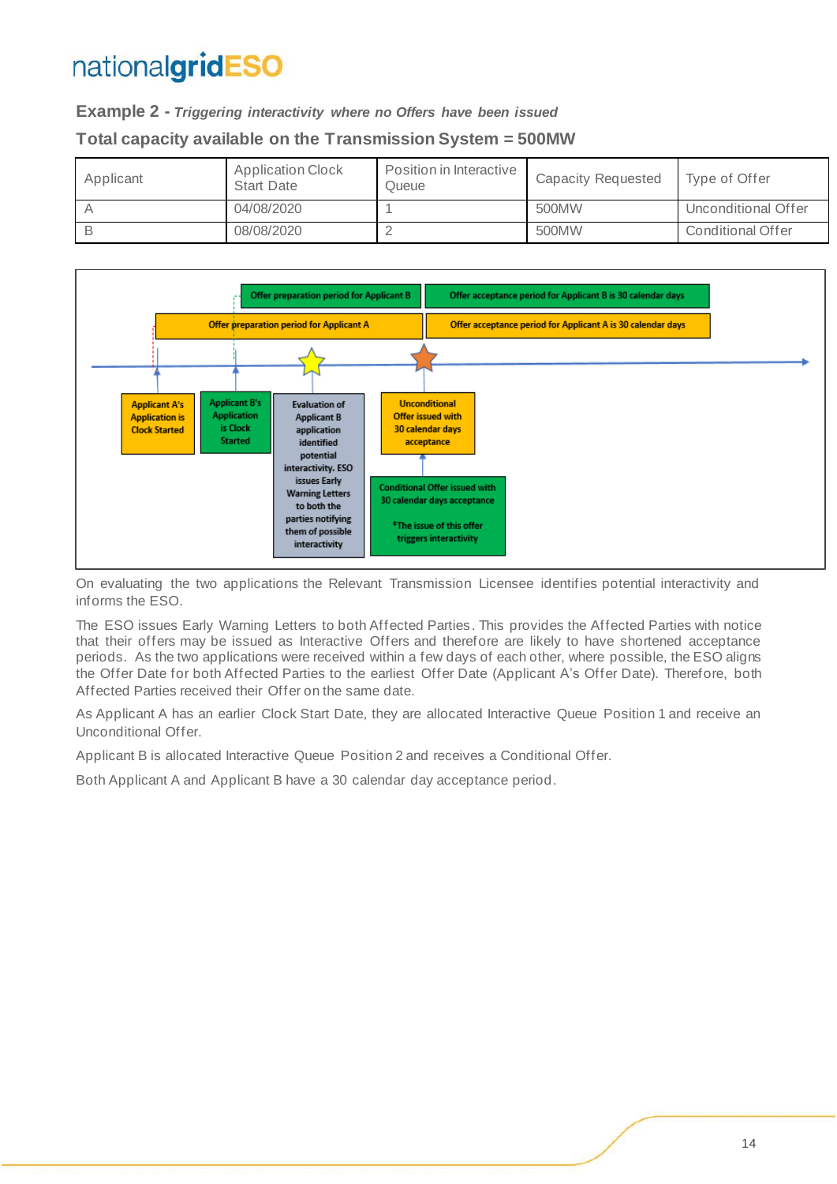**Example 2 -** ***Triggering interactivity where no Offers have been issued***

**Total capacity available on the Transmission System = 500MW**

| Applicant | Application Clock Start Date | Position in Interactive Queue | Capacity Requested | Type of Offer |
|---|---|---|---|---|
| A | 04/08/2020 | 1 | 500MW | Unconditional Offer |
| B | 08/08/2020 | 2 | 500MW | Conditional Offer |

Offer preparation period for Applicant B

Offer acceptance period for Applicant B is 30 calendar days

Offer preparation period for Applicant A

Offer acceptance period for Applicant A is 30 calendar days

Applicant A's Application is Clock Started

Applicant B's Application is Clock Started

Evaluation of Applicant B application identified potential interactivity. ESO issues Early Warning Letters to both the parties notifying them of possible interactivity

Unconditional Offer issued with 30 calendar days acceptance

Conditional Offer issued with 30 calendar days acceptance

*The issue of this offer triggers interactivity

On evaluating the two applications the Relevant Transmission Licensee identifies potential interactivity and informs the ESO.

The ESO issues Early Warning Letters to both Affected Parties. This provides the Affected Parties with notice that their offers may be issued as Interactive Offers and therefore are likely to have shortened acceptance periods. As the two applications were received within a few days of each other, where possible, the ESO aligns the Offer Date for both Affected Parties to the earliest Offer Date (Applicant A's Offer Date). Therefore, both Affected Parties received their Offer on the same date.

As Applicant A has an earlier Clock Start Date, they are allocated Interactive Queue Position 1 and receive an Unconditional Offer.

Applicant B is allocated Interactive Queue Position 2 and receives a Conditional Offer.

Both Applicant A and Applicant B have a 30 calendar day acceptance period.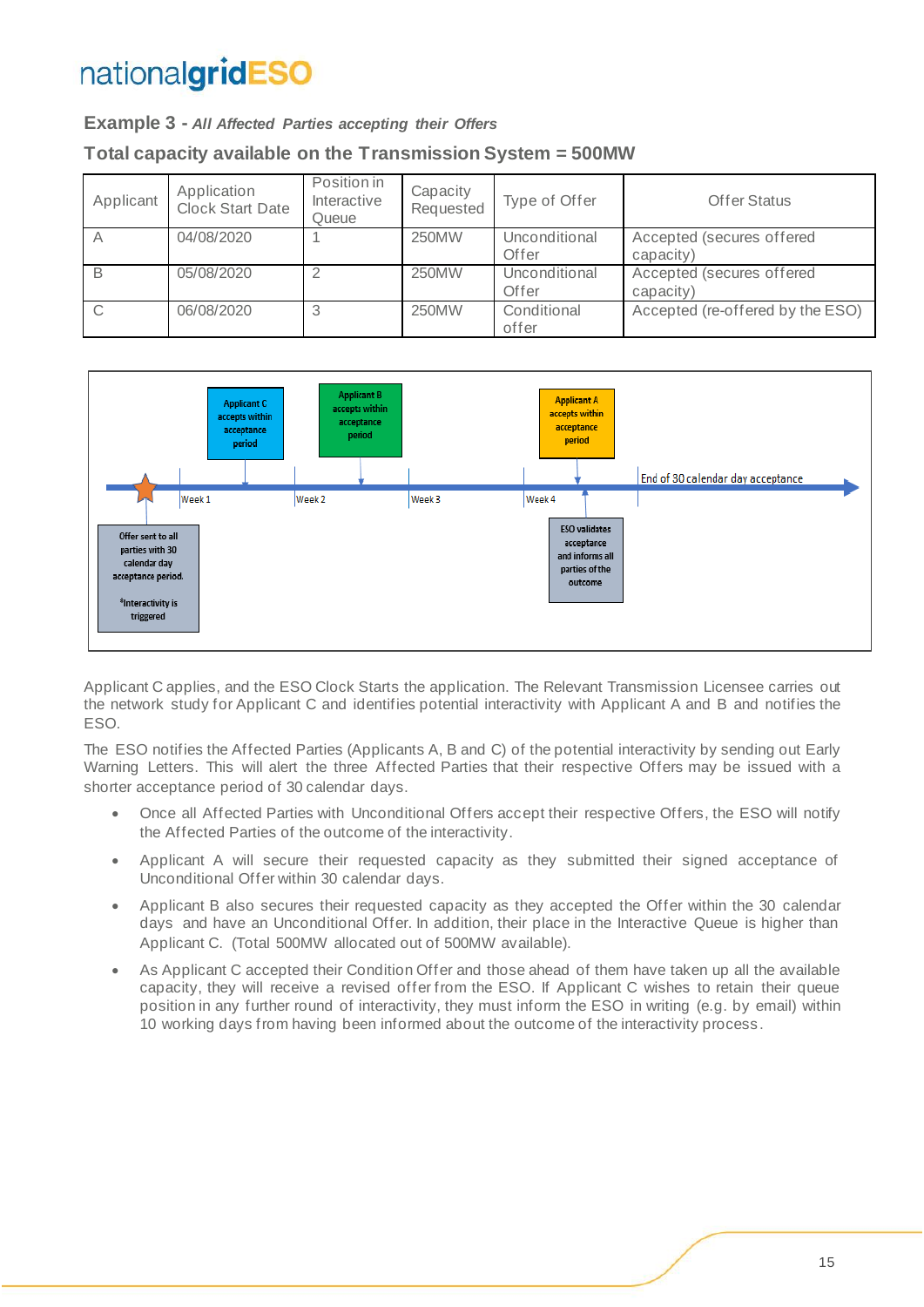**Example 3 -** ***All Affected Parties accepting their Offers***

**Total capacity available on the Transmission System = 500MW**

| Applicant | Application Clock Start Date | Position in Interactive Queue | Capacity Requested | Type of Offer | Offer Status |
|---|---|---|---|---|---|
| A | 04/08/2020 | 1 | 250MW | Unconditional Offer | Accepted (secures offered capacity) |
| B | 05/08/2020 | 2 | 250MW | Unconditional Offer | Accepted (secures offered capacity) |
| C | 06/08/2020 | 3 | 250MW | Conditional offer | Accepted (re-offered by the ESO) |

Applicant C accepts within acceptance period

Applicant B accepts within acceptance period

Applicant A accepts within acceptance period

Week 1 | Week 2 | Week 3 | Week 4 | End of 30 calendar day acceptance

Offer sent to all parties with 30 calendar day acceptance period.

*Interactivity is triggered

ESO validates acceptance and informs all parties of the outcome

Applicant C applies, and the ESO Clock Starts the application. The Relevant Transmission Licensee carries out the network study for Applicant C and identifies potential interactivity with Applicant A and B and notifies the ESO.

The ESO notifies the Affected Parties (Applicants A, B and C) of the potential interactivity by sending out Early Warning Letters. This will alert the three Affected Parties that their respective Offers may be issued with a shorter acceptance period of 30 calendar days.

- Once all Affected Parties with Unconditional Offers accept their respective Offers, the ESO will notify the Affected Parties of the outcome of the interactivity.
- Applicant A will secure their requested capacity as they submitted their signed acceptance of Unconditional Offer within 30 calendar days.
- Applicant B also secures their requested capacity as they accepted the Offer within the 30 calendar days and have an Unconditional Offer. In addition, their place in the Interactive Queue is higher than Applicant C. (Total 500MW allocated out of 500MW available).
- As Applicant C accepted their Condition Offer and those ahead of them have taken up all the available capacity, they will receive a revised offer from the ESO. If Applicant C wishes to retain their queue position in any further round of interactivity, they must inform the ESO in writing (e.g. by email) within 10 working days from having been informed about the outcome of the interactivity process.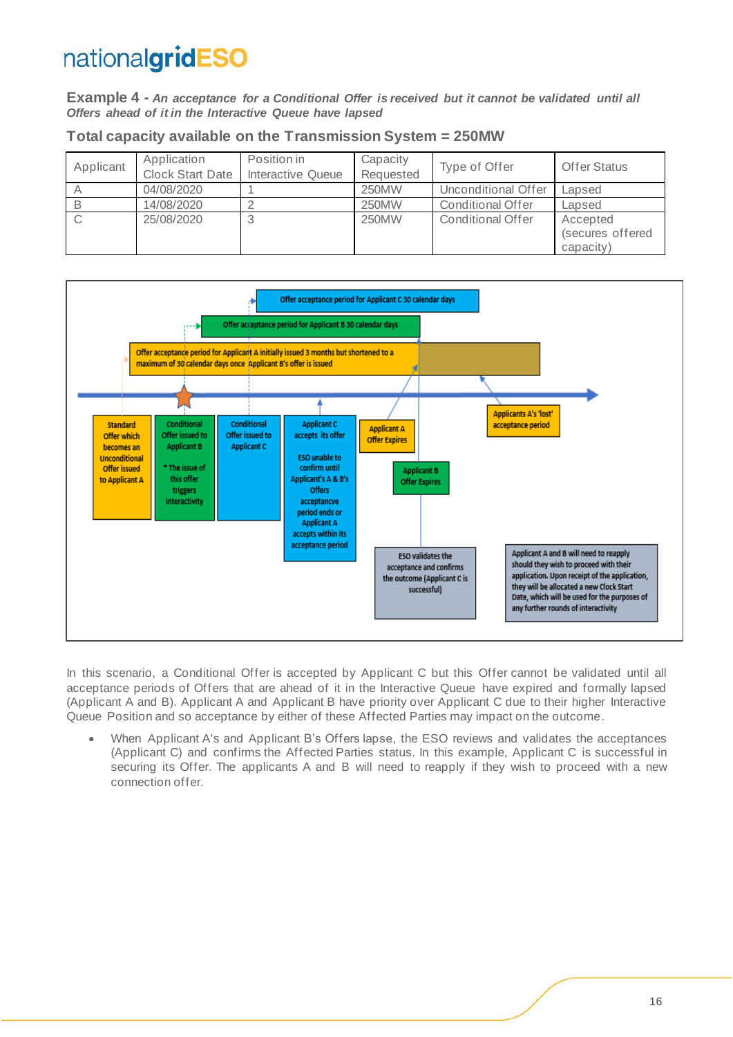**Example 4 -** ***An acceptance for a Conditional Offer is received but it cannot be validated until all Offers ahead of it in the Interactive Queue have lapsed***

### Total capacity available on the Transmission System = 250MW

| Applicant | Application Clock Start Date | Position in Interactive Queue | Capacity Requested | Type of Offer | Offer Status |
|---|---|---|---|---|---|
| A | 04/08/2020 | 1 | 250MW | Unconditional Offer | Lapsed |
| B | 14/08/2020 | 2 | 250MW | Conditional Offer | Lapsed |
| C | 25/08/2020 | 3 | 250MW | Conditional Offer | Accepted (secures offered capacity) |

Offer acceptance period for Applicant C 30 calendar days

Offer acceptance period for Applicant B 30 calendar days

Offer acceptance period for Applicant A initially issued 3 months but shortened to a maximum of 30 calendar days once Applicant B's offer is issued

Standard Offer which becomes an Unconditional Offer issued to Applicant A

Conditional Offer issued to Applicant B

* The issue of this offer triggers interactivity

Conditional Offer issued to Applicant C

Applicant C accepts its offer

ESO unable to confirm until Applicant's A & B's Offers acceptancve period ends or Applicant A accepts within its acceptance period

Applicant A Offer Expires

Applicant B Offer Expires

Applicants A's 'lost' acceptance period

ESO validates the acceptance and confirms the outcome (Applicant C is successful)

Applicant A and B will need to reapply should they wish to proceed with their application. Upon receipt of the application, they will be allocated a new Clock Start Date, which will be used for the purposes of any further rounds of interactivity

In this scenario, a Conditional Offer is accepted by Applicant C but this Offer cannot be validated until all acceptance periods of Offers that are ahead of it in the Interactive Queue have expired and formally lapsed (Applicant A and B). Applicant A and Applicant B have priority over Applicant C due to their higher Interactive Queue Position and so acceptance by either of these Affected Parties may impact on the outcome.

- When Applicant A's and Applicant B's Offers lapse, the ESO reviews and validates the acceptances (Applicant C) and confirms the Affected Parties status. In this example, Applicant C is successful in securing its Offer. The applicants A and B will need to reapply if they wish to proceed with a new connection offer.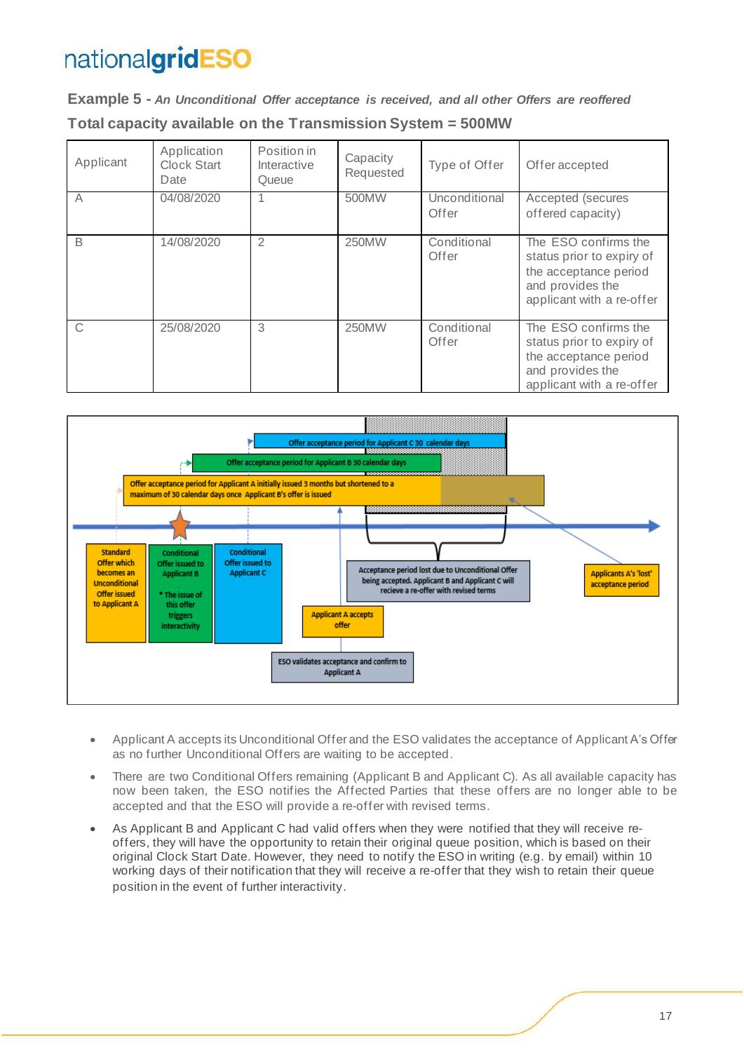**Example 5 -** ***An Unconditional Offer acceptance is received, and all other Offers are reoffered***

**Total capacity available on the Transmission System = 500MW**

| Applicant | Application Clock Start Date | Position in Interactive Queue | Capacity Requested | Type of Offer | Offer accepted |
|---|---|---|---|---|---|
| A | 04/08/2020 | 1 | 500MW | Unconditional Offer | Accepted (secures offered capacity) |
| B | 14/08/2020 | 2 | 250MW | Conditional Offer | The ESO confirms the status prior to expiry of the acceptance period and provides the applicant with a re-offer |
| C | 25/08/2020 | 3 | 250MW | Conditional Offer | The ESO confirms the status prior to expiry of the acceptance period and provides the applicant with a re-offer |

Offer acceptance period for Applicant C 30 calendar days

Offer acceptance period for Applicant B 30 calendar days

Offer acceptance period for Applicant A initially issued 3 months but shortened to a maximum of 30 calendar days once Applicant B's offer is issued

Standard Offer which becomes an Unconditional Offer issued to Applicant A

Conditional Offer issued to Applicant B

* The issue of this offer triggers interactivity

Conditional Offer issued to Applicant C

Acceptance period lost due to Unconditional Offer being accepted. Applicant B and Applicant C will recieve a re-offer with revised terms

Applicants A's 'lost' acceptance period

Applicant A accepts offer

ESO validates acceptance and confirm to Applicant A

- Applicant A accepts its Unconditional Offer and the ESO validates the acceptance of Applicant A's Offer as no further Unconditional Offers are waiting to be accepted.
- There are two Conditional Offers remaining (Applicant B and Applicant C). As all available capacity has now been taken, the ESO notifies the Affected Parties that these offers are no longer able to be accepted and that the ESO will provide a re-offer with revised terms.
- As Applicant B and Applicant C had valid offers when they were notified that they will receive re-offers, they will have the opportunity to retain their original queue position, which is based on their original Clock Start Date. However, they need to notify the ESO in writing (e.g. by email) within 10 working days of their notification that they will receive a re-offer that they wish to retain their queue position in the event of further interactivity.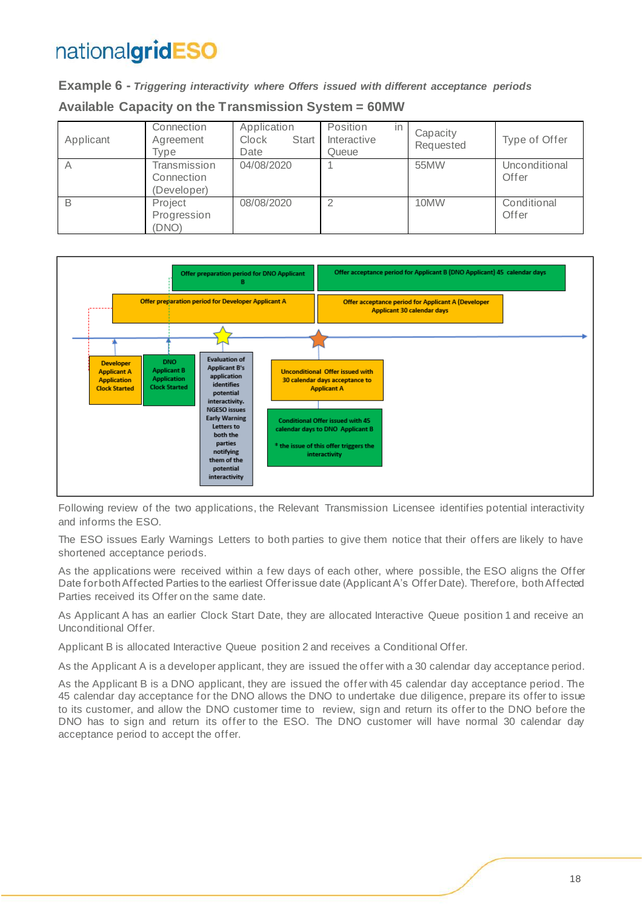**Example 6 -** ***Triggering interactivity where Offers issued with different acceptance periods***

**Available Capacity on the Transmission System = 60MW**

| Applicant | Connection Agreement Type | Application Clock Start Date | Position in Interactive Queue | Capacity Requested | Type of Offer |
|---|---|---|---|---|---|
| A | Transmission Connection (Developer) | 04/08/2020 | 1 | 55MW | Unconditional Offer |
| B | Project Progression (DNO) | 08/08/2020 | 2 | 10MW | Conditional Offer |

Offer preparation period for DNO Applicant B

Offer acceptance period for Applicant B (DNO Applicant) 45 calendar days

Offer preparation period for Developer Applicant A

Offer acceptance period for Applicant A (Developer Applicant 30 calendar days

Developer Applicant A Application Clock Started

DNO Applicant B Application Clock Started

Evaluation of Applicant B's application identifies potential interactivity. NGESO issues Early Warning Letters to both the parties notifying them of the potential interactivity

Unconditional Offer issued with 30 calendar days acceptance to Applicant A

Conditional Offer issued with 45 calendar days to DNO Applicant B

* the issue of this offer triggers the interactivity

Following review of the two applications, the Relevant Transmission Licensee identifies potential interactivity and informs the ESO.

The ESO issues Early Warnings Letters to both parties to give them notice that their offers are likely to have shortened acceptance periods.

As the applications were received within a few days of each other, where possible, the ESO aligns the Offer Date for both Affected Parties to the earliest Offer issue date (Applicant A's Offer Date). Therefore, both Affected Parties received its Offer on the same date.

As Applicant A has an earlier Clock Start Date, they are allocated Interactive Queue position 1 and receive an Unconditional Offer.

Applicant B is allocated Interactive Queue position 2 and receives a Conditional Offer.

As the Applicant A is a developer applicant, they are issued the offer with a 30 calendar day acceptance period.

As the Applicant B is a DNO applicant, they are issued the offer with 45 calendar day acceptance period. The 45 calendar day acceptance for the DNO allows the DNO to undertake due diligence, prepare its offer to issue to its customer, and allow the DNO customer time to review, sign and return its offer to the DNO before the DNO has to sign and return its offer to the ESO. The DNO customer will have normal 30 calendar day acceptance period to accept the offer.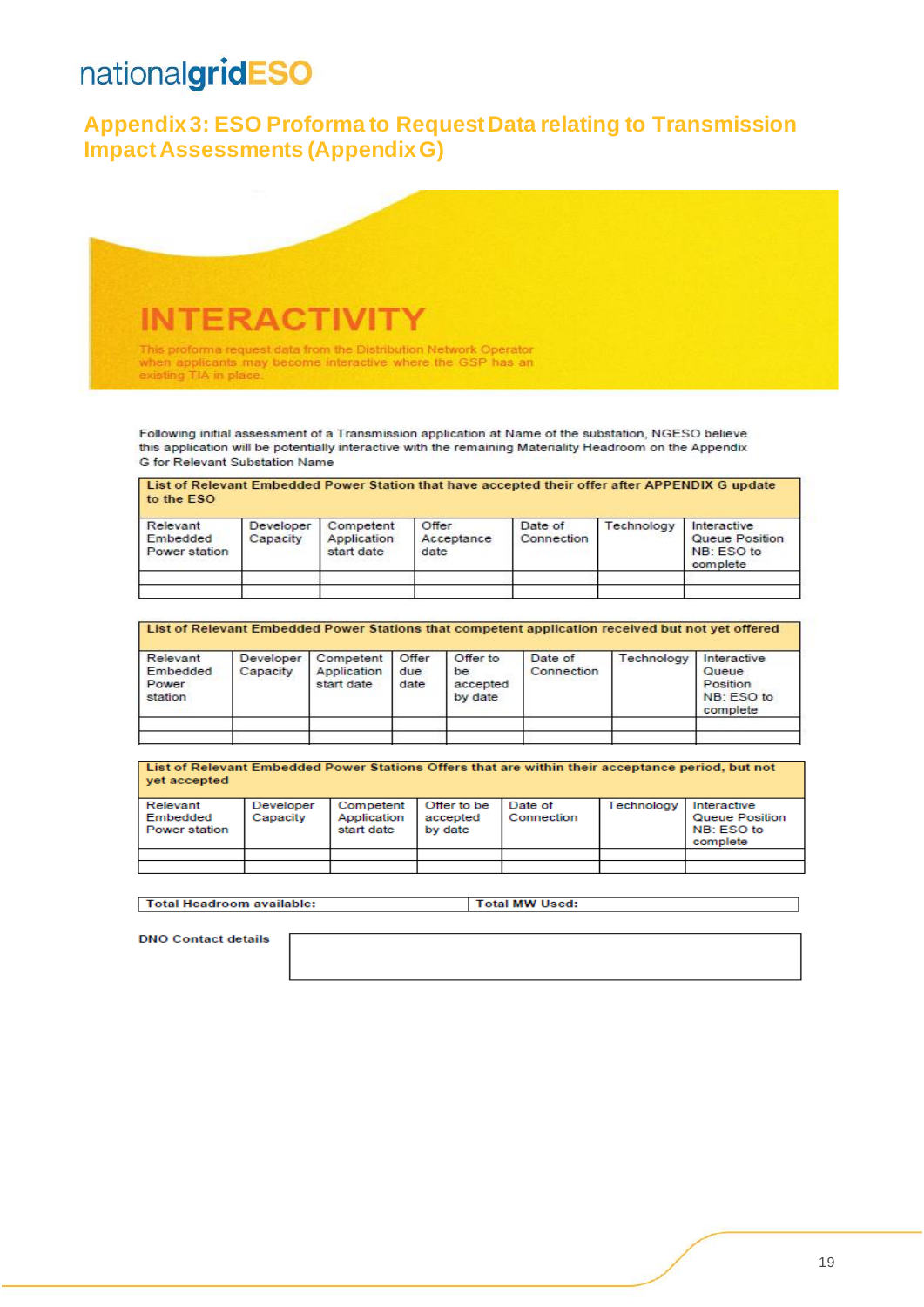## Appendix 3: ESO Proforma to Request Data relating to Transmission Impact Assessments (Appendix G)

# INTERACTIVITY

This proforma request data from the Distribution Network Operator when applicants may become interactive where the GSP has an existing TIA in place.

Following initial assessment of a Transmission application at Name of the substation, NGESO believe this application will be potentially interactive with the remaining Materiality Headroom on the Appendix G for Relevant Substation Name

**List of Relevant Embedded Power Station that have accepted their offer after APPENDIX G update to the ESO**

| Relevant Embedded Power station | Developer Capacity | Competent Application start date | Offer Acceptance date | Date of Connection | Technology | Interactive Queue Position NB: ESO to complete |
|---|---|---|---|---|---|---|
| | | | | | | |
| | | | | | | |

**List of Relevant Embedded Power Stations that competent application received but not yet offered**

| Relevant Embedded Power station | Developer Capacity | Competent Application start date | Offer due date | Offer to be accepted by date | Date of Connection | Technology | Interactive Queue Position NB: ESO to complete |
|---|---|---|---|---|---|---|---|
| | | | | | | | |
| | | | | | | | |

**List of Relevant Embedded Power Stations Offers that are within their acceptance period, but not yet accepted**

| Relevant Embedded Power station | Developer Capacity | Competent Application start date | Offer to be accepted by date | Date of Connection | Technology | Interactive Queue Position NB: ESO to complete |
|---|---|---|---|---|---|---|
| | | | | | | |
| | | | | | | |

| Total Headroom available: | Total MW Used: |
|---|---|

| DNO Contact details | |
|---|---|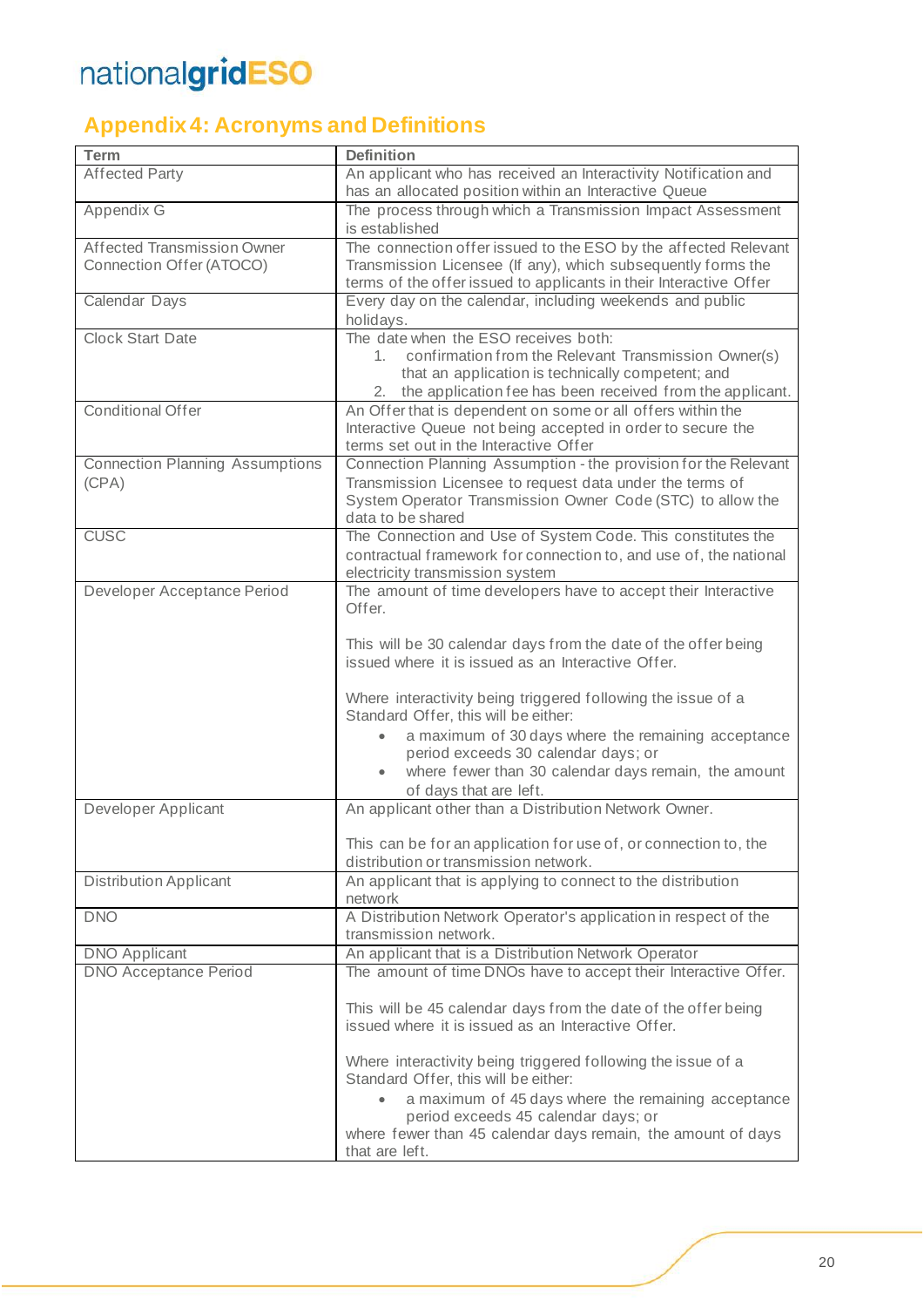## Appendix 4: Acronyms and Definitions

| Term | Definition |
|---|---|
| Affected Party | An applicant who has received an Interactivity Notification and has an allocated position within an Interactive Queue |
| Appendix G | The process through which a Transmission Impact Assessment is established |
| Affected Transmission Owner Connection Offer (ATOCO) | The connection offer issued to the ESO by the affected Relevant Transmission Licensee (If any), which subsequently forms the terms of the offer issued to applicants in their Interactive Offer |
| Calendar Days | Every day on the calendar, including weekends and public holidays. |
| Clock Start Date | The date when the ESO receives both:<br>1. confirmation from the Relevant Transmission Owner(s) that an application is technically competent; and<br>2. the application fee has been received from the applicant. |
| Conditional Offer | An Offer that is dependent on some or all offers within the Interactive Queue not being accepted in order to secure the terms set out in the Interactive Offer |
| Connection Planning Assumptions (CPA) | Connection Planning Assumption - the provision for the Relevant Transmission Licensee to request data under the terms of System Operator Transmission Owner Code (STC) to allow the data to be shared |
| CUSC | The Connection and Use of System Code. This constitutes the contractual framework for connection to, and use of, the national electricity transmission system |
| Developer Acceptance Period | The amount of time developers have to accept their Interactive Offer.<br><br>This will be 30 calendar days from the date of the offer being issued where it is issued as an Interactive Offer.<br><br>Where interactivity being triggered following the issue of a Standard Offer, this will be either:<br>• a maximum of 30 days where the remaining acceptance period exceeds 30 calendar days; or<br>• where fewer than 30 calendar days remain, the amount of days that are left. |
| Developer Applicant | An applicant other than a Distribution Network Owner.<br><br>This can be for an application for use of, or connection to, the distribution or transmission network. |
| Distribution Applicant | An applicant that is applying to connect to the distribution network |
| DNO | A Distribution Network Operator's application in respect of the transmission network. |
| DNO Applicant | An applicant that is a Distribution Network Operator |
| DNO Acceptance Period | The amount of time DNOs have to accept their Interactive Offer.<br><br>This will be 45 calendar days from the date of the offer being issued where it is issued as an Interactive Offer.<br><br>Where interactivity being triggered following the issue of a Standard Offer, this will be either:<br>• a maximum of 45 days where the remaining acceptance period exceeds 45 calendar days; or<br>where fewer than 45 calendar days remain, the amount of days that are left. |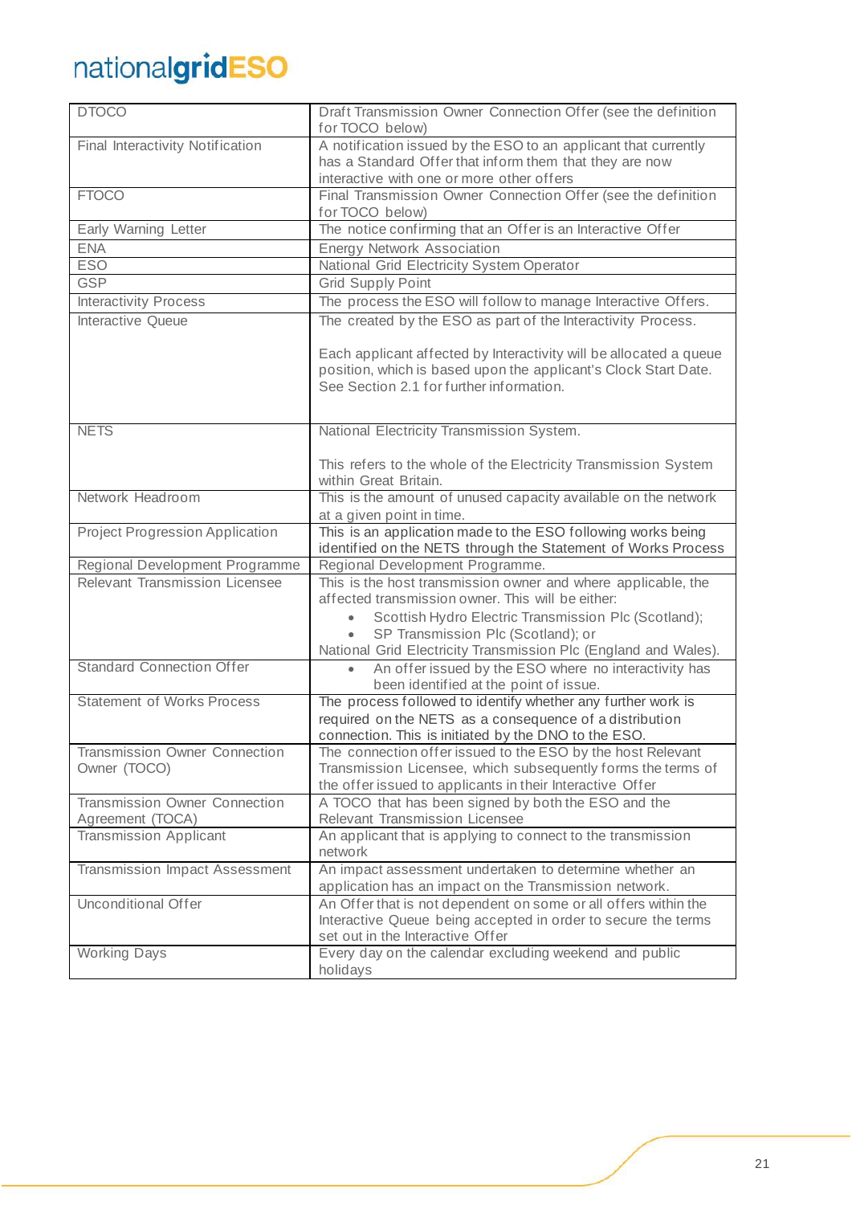| | |
|---|---|
| DTOCO | Draft Transmission Owner Connection Offer (see the definition for TOCO below) |
| Final Interactivity Notification | A notification issued by the ESO to an applicant that currently has a Standard Offer that inform them that they are now interactive with one or more other offers |
| FTOCO | Final Transmission Owner Connection Offer (see the definition for TOCO below) |
| Early Warning Letter | The notice confirming that an Offer is an Interactive Offer |
| ENA | Energy Network Association |
| ESO | National Grid Electricity System Operator |
| GSP | Grid Supply Point |
| Interactivity Process | The process the ESO will follow to manage Interactive Offers. |
| Interactive Queue | The created by the ESO as part of the Interactivity Process.<br><br>Each applicant affected by Interactivity will be allocated a queue position, which is based upon the applicant's Clock Start Date. See Section 2.1 for further information. |
| NETS | National Electricity Transmission System.<br><br>This refers to the whole of the Electricity Transmission System within Great Britain. |
| Network Headroom | This is the amount of unused capacity available on the network at a given point in time. |
| Project Progression Application | This is an application made to the ESO following works being identified on the NETS through the Statement of Works Process |
| Regional Development Programme | Regional Development Programme. |
| Relevant Transmission Licensee | This is the host transmission owner and where applicable, the affected transmission owner. This will be either:<br>• Scottish Hydro Electric Transmission Plc (Scotland);<br>• SP Transmission Plc (Scotland); or<br>National Grid Electricity Transmission Plc (England and Wales). |
| Standard Connection Offer | • An offer issued by the ESO where no interactivity has been identified at the point of issue. |
| Statement of Works Process | The process followed to identify whether any further work is required on the NETS as a consequence of a distribution connection. This is initiated by the DNO to the ESO. |
| Transmission Owner Connection Owner (TOCO) | The connection offer issued to the ESO by the host Relevant Transmission Licensee, which subsequently forms the terms of the offer issued to applicants in their Interactive Offer |
| Transmission Owner Connection Agreement (TOCA) | A TOCO that has been signed by both the ESO and the Relevant Transmission Licensee |
| Transmission Applicant | An applicant that is applying to connect to the transmission network |
| Transmission Impact Assessment | An impact assessment undertaken to determine whether an application has an impact on the Transmission network. |
| Unconditional Offer | An Offer that is not dependent on some or all offers within the Interactive Queue being accepted in order to secure the terms set out in the Interactive Offer |
| Working Days | Every day on the calendar excluding weekend and public holidays |